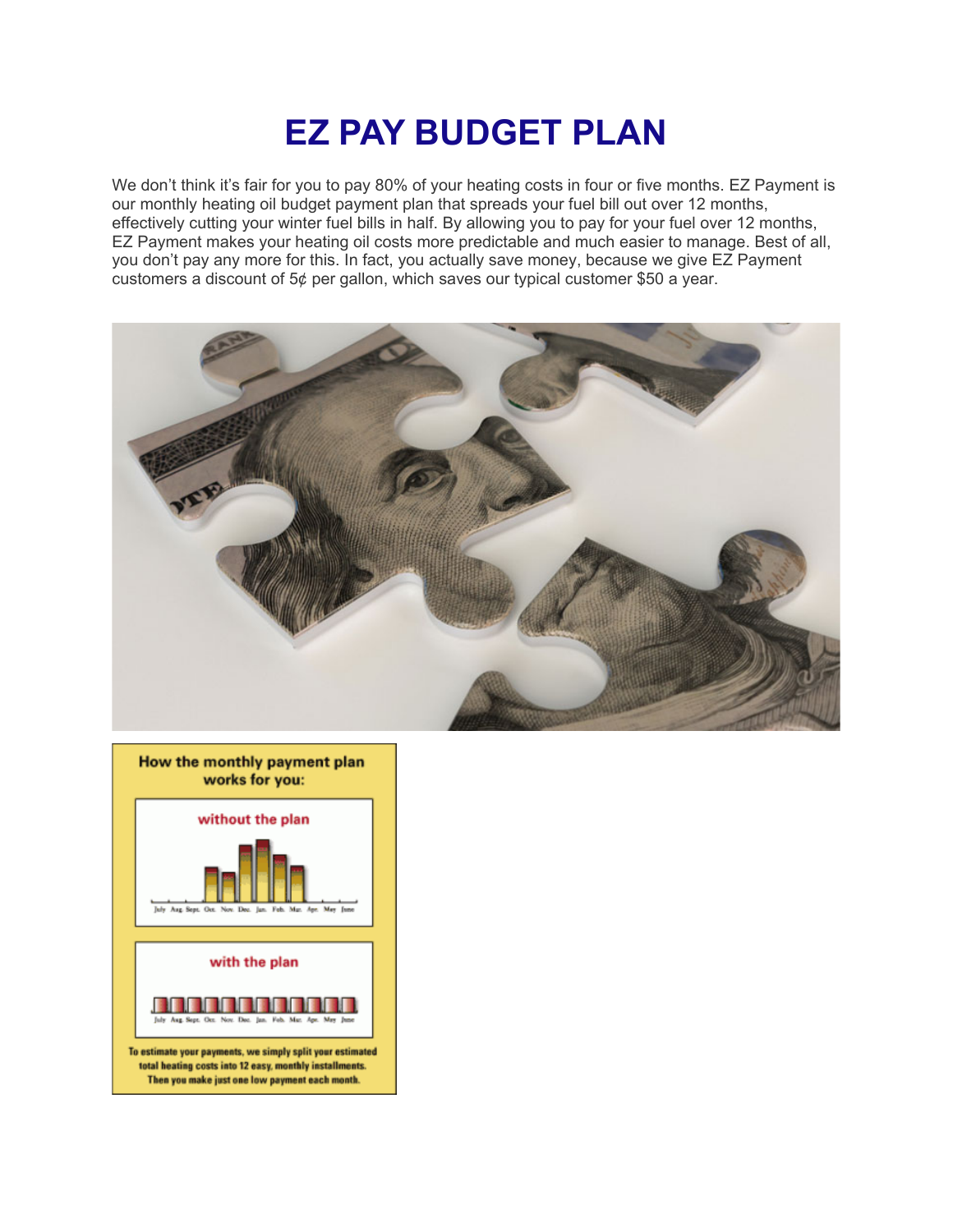# EZ PAY BUDGET PLAN

We don't think it's fair for you to pay 80% of your heating costs in four or five months. EZ Payment is our monthly heating oil budget payment plan that spreads your fuel bill out over 12 months, effectively cutting your winter fuel bills in half. By allowing you to pay for your fuel over 12 months, EZ Payment makes your heating oil costs more predictable and much easier to manage. Best of all, you don't pay any more for this. In fact, you actually save money, because we give EZ Payment customers a discount of 5¢ per gallon, which saves our typical customer $50 a year.

**How the monthly payment plan works for you:**

without the plan

with the plan

To estimate your payments, we simply split your estimated total heating costs into 12 easy, monthly installments. Then you make just one low payment each month.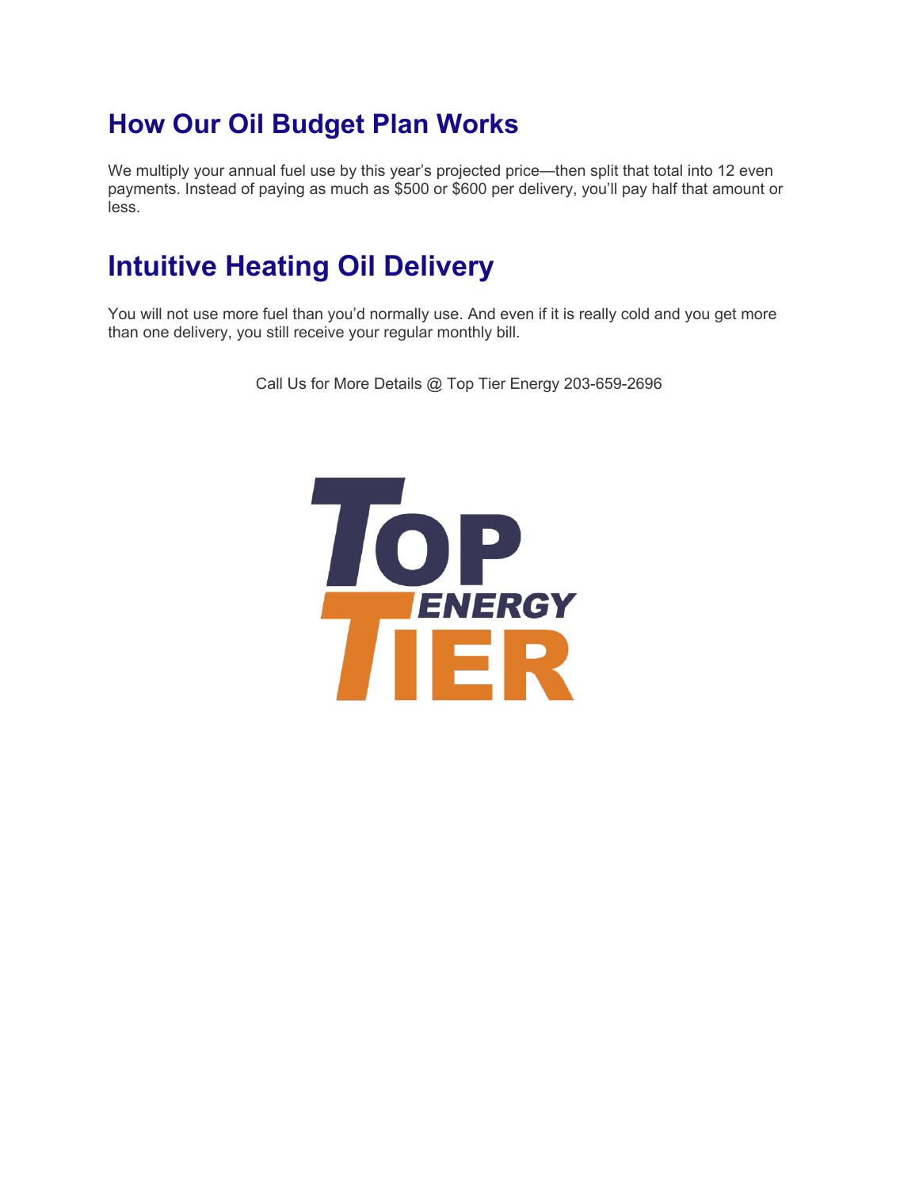## How Our Oil Budget Plan Works

We multiply your annual fuel use by this year's projected price—then split that total into 12 even payments. Instead of paying as much as $500 or $600 per delivery, you'll pay half that amount or less.

## Intuitive Heating Oil Delivery

You will not use more fuel than you'd normally use. And even if it is really cold and you get more than one delivery, you still receive your regular monthly bill.

Call Us for More Details @ Top Tier Energy 203-659-2696

TOP TIER ENERGY